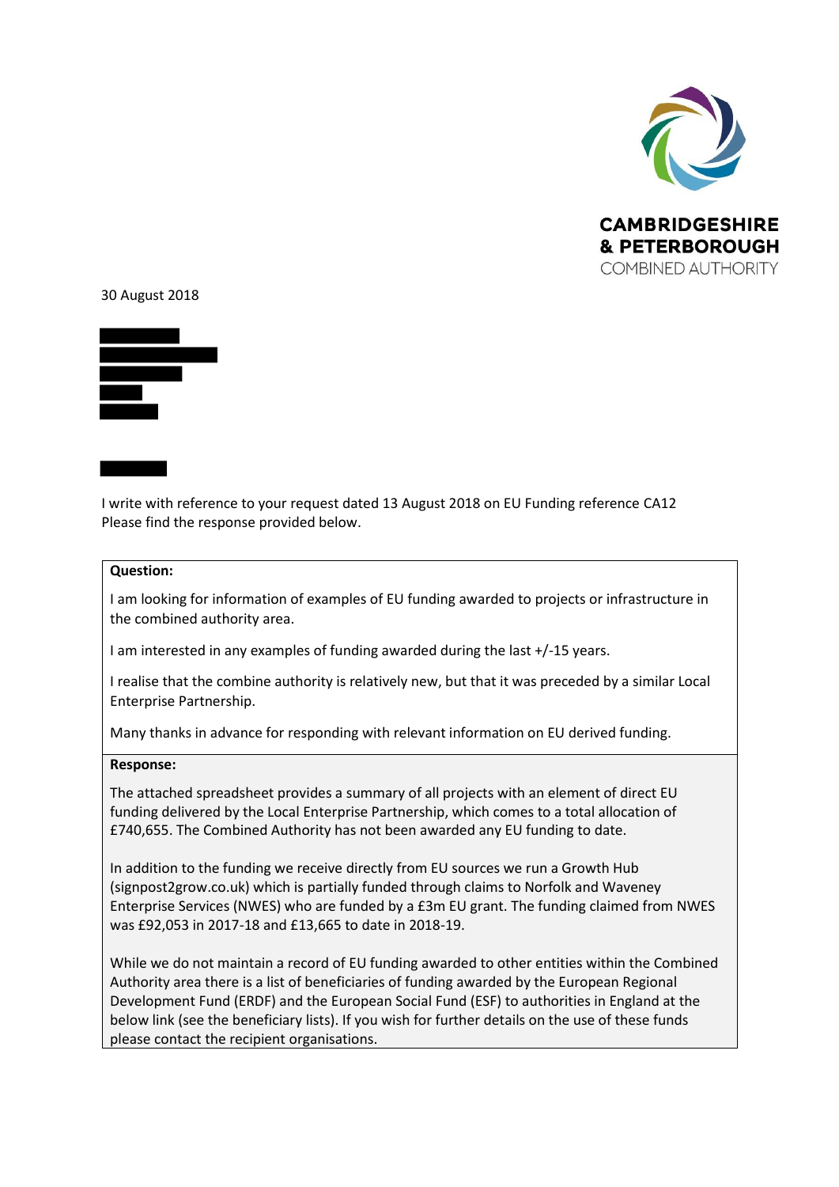**CAMBRIDGESHIRE & PETERBOROUGH**
COMBINED AUTHORITY

30 August 2018

I write with reference to your request dated 13 August 2018 on EU Funding reference CA12
Please find the response provided below.

| **Question:** |
|---|
| I am looking for information of examples of EU funding awarded to projects or infrastructure in the combined authority area.<br><br>I am interested in any examples of funding awarded during the last +/-15 years.<br><br>I realise that the combine authority is relatively new, but that it was preceded by a similar Local Enterprise Partnership.<br><br>Many thanks in advance for responding with relevant information on EU derived funding. |
| **Response:** |
| The attached spreadsheet provides a summary of all projects with an element of direct EU funding delivered by the Local Enterprise Partnership, which comes to a total allocation of £740,655. The Combined Authority has not been awarded any EU funding to date.<br><br>In addition to the funding we receive directly from EU sources we run a Growth Hub (signpost2grow.co.uk) which is partially funded through claims to Norfolk and Waveney Enterprise Services (NWES) who are funded by a £3m EU grant. The funding claimed from NWES was £92,053 in 2017-18 and £13,665 to date in 2018-19.<br><br>While we do not maintain a record of EU funding awarded to other entities within the Combined Authority area there is a list of beneficiaries of funding awarded by the European Regional Development Fund (ERDF) and the European Social Fund (ESF) to authorities in England at the below link (see the beneficiary lists). If you wish for further details on the use of these funds please contact the recipient organisations. |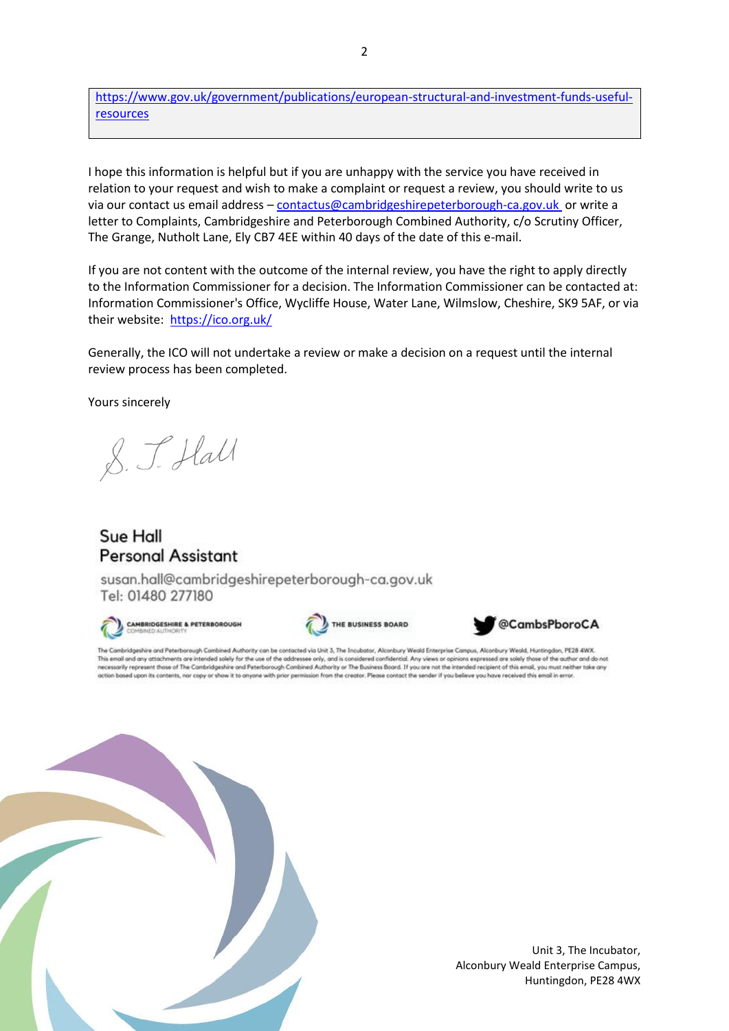https://www.gov.uk/government/publications/european-structural-and-investment-funds-useful-resources

I hope this information is helpful but if you are unhappy with the service you have received in relation to your request and wish to make a complaint or request a review, you should write to us via our contact us email address – contactus@cambridgeshirepeterborough-ca.gov.uk or write a letter to Complaints, Cambridgeshire and Peterborough Combined Authority, c/o Scrutiny Officer, The Grange, Nutholt Lane, Ely CB7 4EE within 40 days of the date of this e-mail.

If you are not content with the outcome of the internal review, you have the right to apply directly to the Information Commissioner for a decision. The Information Commissioner can be contacted at: Information Commissioner's Office, Wycliffe House, Water Lane, Wilmslow, Cheshire, SK9 5AF, or via their website: https://ico.org.uk/

Generally, the ICO will not undertake a review or make a decision on a request until the internal review process has been completed.

Yours sincerely

S. J. Hall

**Sue Hall**
**Personal Assistant**

susan.hall@cambridgeshirepeterborough-ca.gov.uk
Tel: 01480 277180

CAMBRIDGESHIRE & PETERBOROUGH COMBINED AUTHORITY    THE BUSINESS BOARD    @CambsPboroCA

The Cambridgeshire and Peterborough Combined Authority can be contacted via Unit 3, The Incubator, Alconbury Weald Enterprise Campus, Alconbury Weald, Huntingdon, PE28 4WX. This email and any attachments are intended solely for the use of the addressee only, and is considered confidential. Any views or opinions expressed are solely those of the author and do not necessarily represent those of The Cambridgeshire and Peterborough Combined Authority or The Business Board. If you are not the intended recipient of this email, you must neither take any action based upon its contents, nor copy or show it to anyone with prior permission from the creator. Please contact the sender if you believe you have received this email in error.

Unit 3, The Incubator,
Alconbury Weald Enterprise Campus,
Huntingdon, PE28 4WX